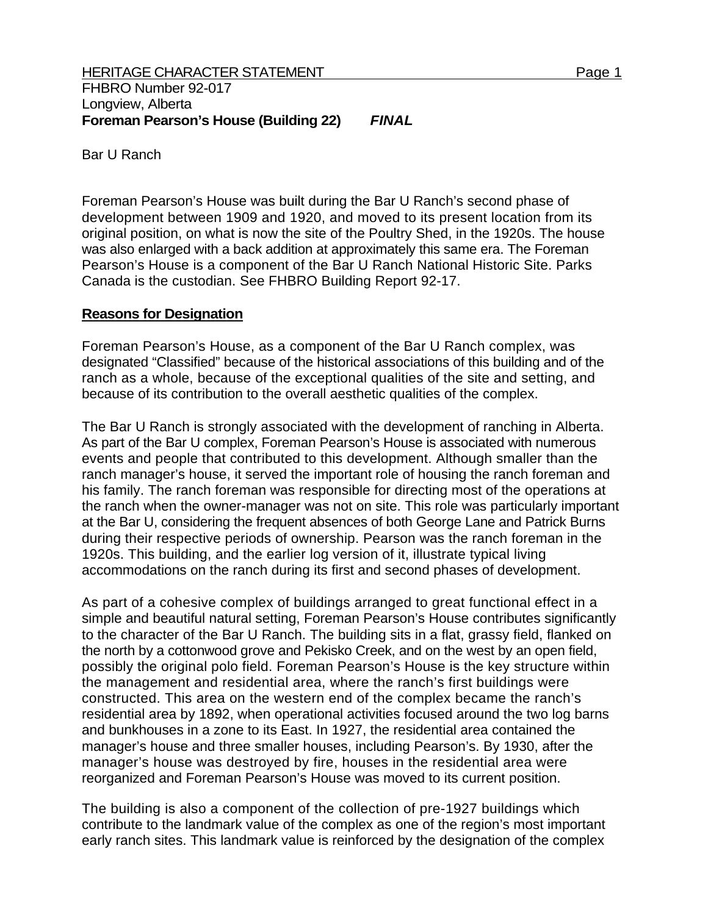HERITAGE CHARACTER STATEMENT

FHBRO Number 92-017

Longview, Alberta

**Foreman Pearson's House (Building 22)** ***FINAL***

Bar U Ranch

Foreman Pearson's House was built during the Bar U Ranch's second phase of development between 1909 and 1920, and moved to its present location from its original position, on what is now the site of the Poultry Shed, in the 1920s. The house was also enlarged with a back addition at approximately this same era. The Foreman Pearson's House is a component of the Bar U Ranch National Historic Site. Parks Canada is the custodian. See FHBRO Building Report 92-17.

## Reasons for Designation

Foreman Pearson's House, as a component of the Bar U Ranch complex, was designated "Classified" because of the historical associations of this building and of the ranch as a whole, because of the exceptional qualities of the site and setting, and because of its contribution to the overall aesthetic qualities of the complex.

The Bar U Ranch is strongly associated with the development of ranching in Alberta. As part of the Bar U complex, Foreman Pearson's House is associated with numerous events and people that contributed to this development. Although smaller than the ranch manager's house, it served the important role of housing the ranch foreman and his family. The ranch foreman was responsible for directing most of the operations at the ranch when the owner-manager was not on site. This role was particularly important at the Bar U, considering the frequent absences of both George Lane and Patrick Burns during their respective periods of ownership. Pearson was the ranch foreman in the 1920s. This building, and the earlier log version of it, illustrate typical living accommodations on the ranch during its first and second phases of development.

As part of a cohesive complex of buildings arranged to great functional effect in a simple and beautiful natural setting, Foreman Pearson's House contributes significantly to the character of the Bar U Ranch. The building sits in a flat, grassy field, flanked on the north by a cottonwood grove and Pekisko Creek, and on the west by an open field, possibly the original polo field. Foreman Pearson's House is the key structure within the management and residential area, where the ranch's first buildings were constructed. This area on the western end of the complex became the ranch's residential area by 1892, when operational activities focused around the two log barns and bunkhouses in a zone to its East. In 1927, the residential area contained the manager's house and three smaller houses, including Pearson's. By 1930, after the manager's house was destroyed by fire, houses in the residential area were reorganized and Foreman Pearson's House was moved to its current position.

The building is also a component of the collection of pre-1927 buildings which contribute to the landmark value of the complex as one of the region's most important early ranch sites. This landmark value is reinforced by the designation of the complex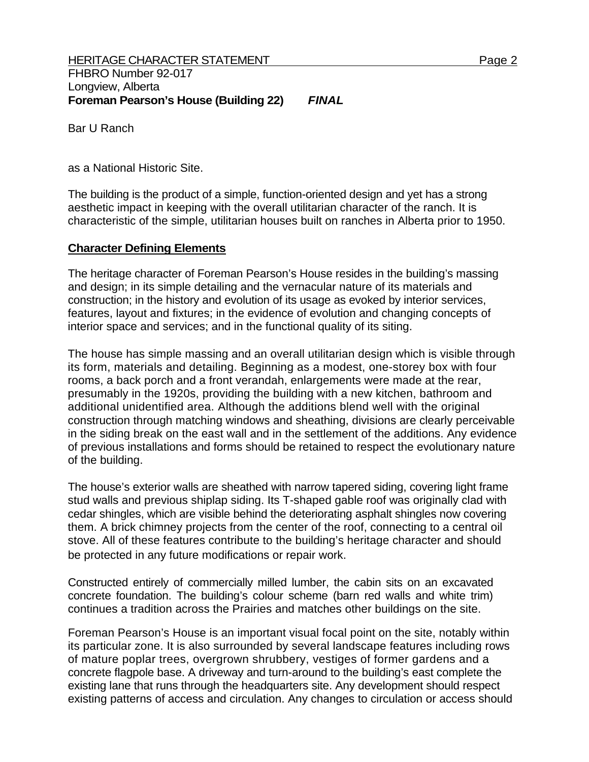Bar U Ranch

as a National Historic Site.

The building is the product of a simple, function-oriented design and yet has a strong aesthetic impact in keeping with the overall utilitarian character of the ranch. It is characteristic of the simple, utilitarian houses built on ranches in Alberta prior to 1950.

## Character Defining Elements

The heritage character of Foreman Pearson's House resides in the building's massing and design; in its simple detailing and the vernacular nature of its materials and construction; in the history and evolution of its usage as evoked by interior services, features, layout and fixtures; in the evidence of evolution and changing concepts of interior space and services; and in the functional quality of its siting.

The house has simple massing and an overall utilitarian design which is visible through its form, materials and detailing. Beginning as a modest, one-storey box with four rooms, a back porch and a front verandah, enlargements were made at the rear, presumably in the 1920s, providing the building with a new kitchen, bathroom and additional unidentified area. Although the additions blend well with the original construction through matching windows and sheathing, divisions are clearly perceivable in the siding break on the east wall and in the settlement of the additions. Any evidence of previous installations and forms should be retained to respect the evolutionary nature of the building.

The house's exterior walls are sheathed with narrow tapered siding, covering light frame stud walls and previous shiplap siding. Its T-shaped gable roof was originally clad with cedar shingles, which are visible behind the deteriorating asphalt shingles now covering them. A brick chimney projects from the center of the roof, connecting to a central oil stove. All of these features contribute to the building's heritage character and should be protected in any future modifications or repair work.

Constructed entirely of commercially milled lumber, the cabin sits on an excavated concrete foundation. The building's colour scheme (barn red walls and white trim) continues a tradition across the Prairies and matches other buildings on the site.

Foreman Pearson's House is an important visual focal point on the site, notably within its particular zone. It is also surrounded by several landscape features including rows of mature poplar trees, overgrown shrubbery, vestiges of former gardens and a concrete flagpole base. A driveway and turn-around to the building's east complete the existing lane that runs through the headquarters site. Any development should respect existing patterns of access and circulation. Any changes to circulation or access should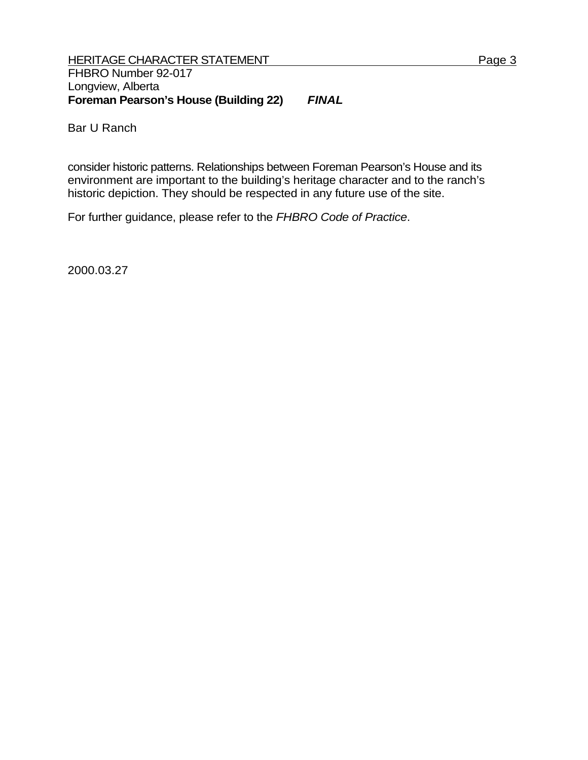consider historic patterns. Relationships between Foreman Pearson's House and its environment are important to the building's heritage character and to the ranch's historic depiction. They should be respected in any future use of the site.

For further guidance, please refer to the *FHBRO Code of Practice*.

2000.03.27